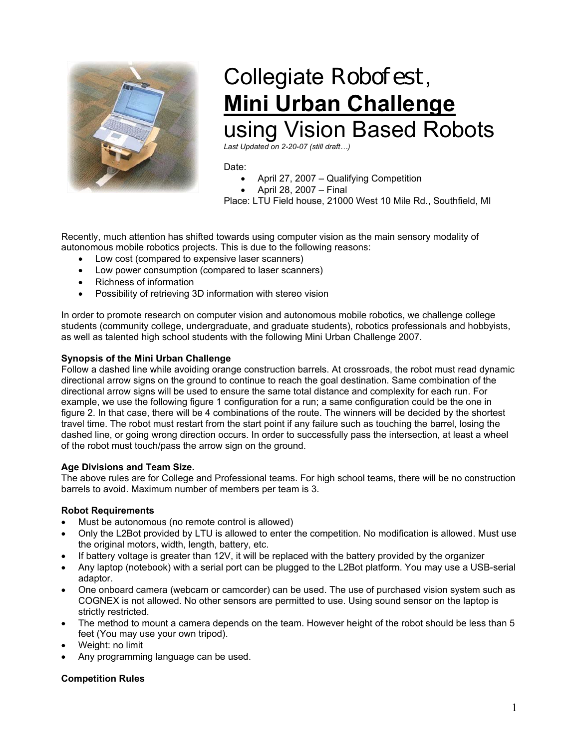# Collegiate Robofest, Mini Urban Challenge using Vision Based Robots

*Last Updated on 2-20-07 (still draft…)*

Date:

- April 27, 2007 – Qualifying Competition
- April 28, 2007 – Final

Place: LTU Field house, 21000 West 10 Mile Rd., Southfield, MI

Recently, much attention has shifted towards using computer vision as the main sensory modality of autonomous mobile robotics projects. This is due to the following reasons:

- Low cost (compared to expensive laser scanners)
- Low power consumption (compared to laser scanners)
- Richness of information
- Possibility of retrieving 3D information with stereo vision

In order to promote research on computer vision and autonomous mobile robotics, we challenge college students (community college, undergraduate, and graduate students), robotics professionals and hobbyists, as well as talented high school students with the following Mini Urban Challenge 2007.

**Synopsis of the Mini Urban Challenge**

Follow a dashed line while avoiding orange construction barrels. At crossroads, the robot must read dynamic directional arrow signs on the ground to continue to reach the goal destination. Same combination of the directional arrow signs will be used to ensure the same total distance and complexity for each run. For example, we use the following figure 1 configuration for a run; a same configuration could be the one in figure 2. In that case, there will be 4 combinations of the route. The winners will be decided by the shortest travel time. The robot must restart from the start point if any failure such as touching the barrel, losing the dashed line, or going wrong direction occurs. In order to successfully pass the intersection, at least a wheel of the robot must touch/pass the arrow sign on the ground.

**Age Divisions and Team Size.**

The above rules are for College and Professional teams. For high school teams, there will be no construction barrels to avoid. Maximum number of members per team is 3.

**Robot Requirements**

- Must be autonomous (no remote control is allowed)
- Only the L2Bot provided by LTU is allowed to enter the competition. No modification is allowed. Must use the original motors, width, length, battery, etc.
- If battery voltage is greater than 12V, it will be replaced with the battery provided by the organizer
- Any laptop (notebook) with a serial port can be plugged to the L2Bot platform. You may use a USB-serial adaptor.
- One onboard camera (webcam or camcorder) can be used. The use of purchased vision system such as COGNEX is not allowed. No other sensors are permitted to use. Using sound sensor on the laptop is strictly restricted.
- The method to mount a camera depends on the team. However height of the robot should be less than 5 feet (You may use your own tripod).
- Weight: no limit
- Any programming language can be used.

**Competition Rules**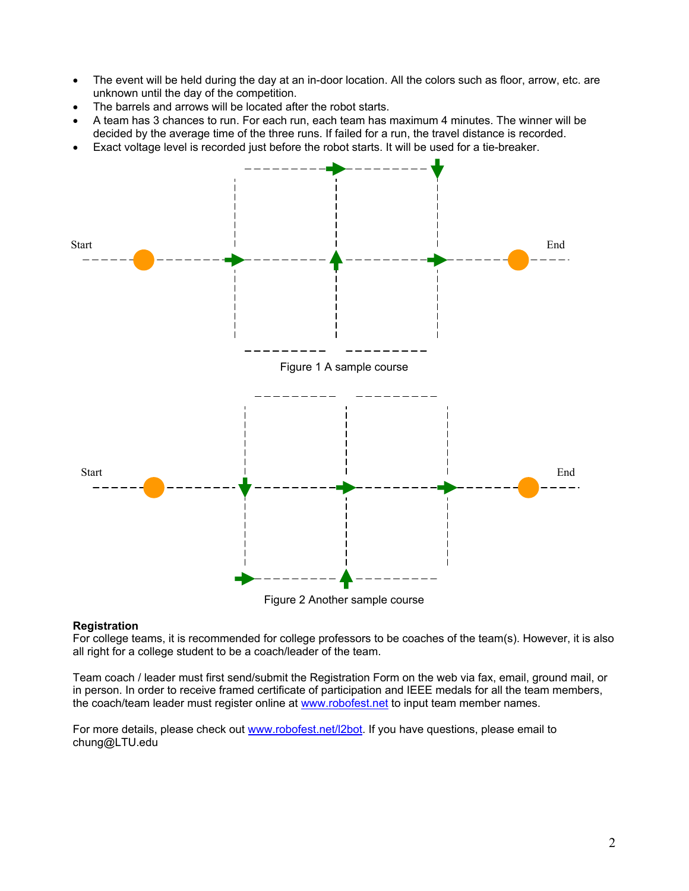- The event will be held during the day at an in-door location. All the colors such as floor, arrow, etc. are unknown until the day of the competition.
- The barrels and arrows will be located after the robot starts.
- A team has 3 chances to run. For each run, each team has maximum 4 minutes. The winner will be decided by the average time of the three runs. If failed for a run, the travel distance is recorded.
- Exact voltage level is recorded just before the robot starts. It will be used for a tie-breaker.

Start

End

Figure 1 A sample course

Start

End

Figure 2 Another sample course

**Registration**

For college teams, it is recommended for college professors to be coaches of the team(s). However, it is also all right for a college student to be a coach/leader of the team.

Team coach / leader must first send/submit the Registration Form on the web via fax, email, ground mail, or in person. In order to receive framed certificate of participation and IEEE medals for all the team members, the coach/team leader must register online at [www.robofest.net](http://www.robofest.net) to input team member names.

For more details, please check out [www.robofest.net/l2bot](http://www.robofest.net/l2bot). If you have questions, please email to chung@LTU.edu